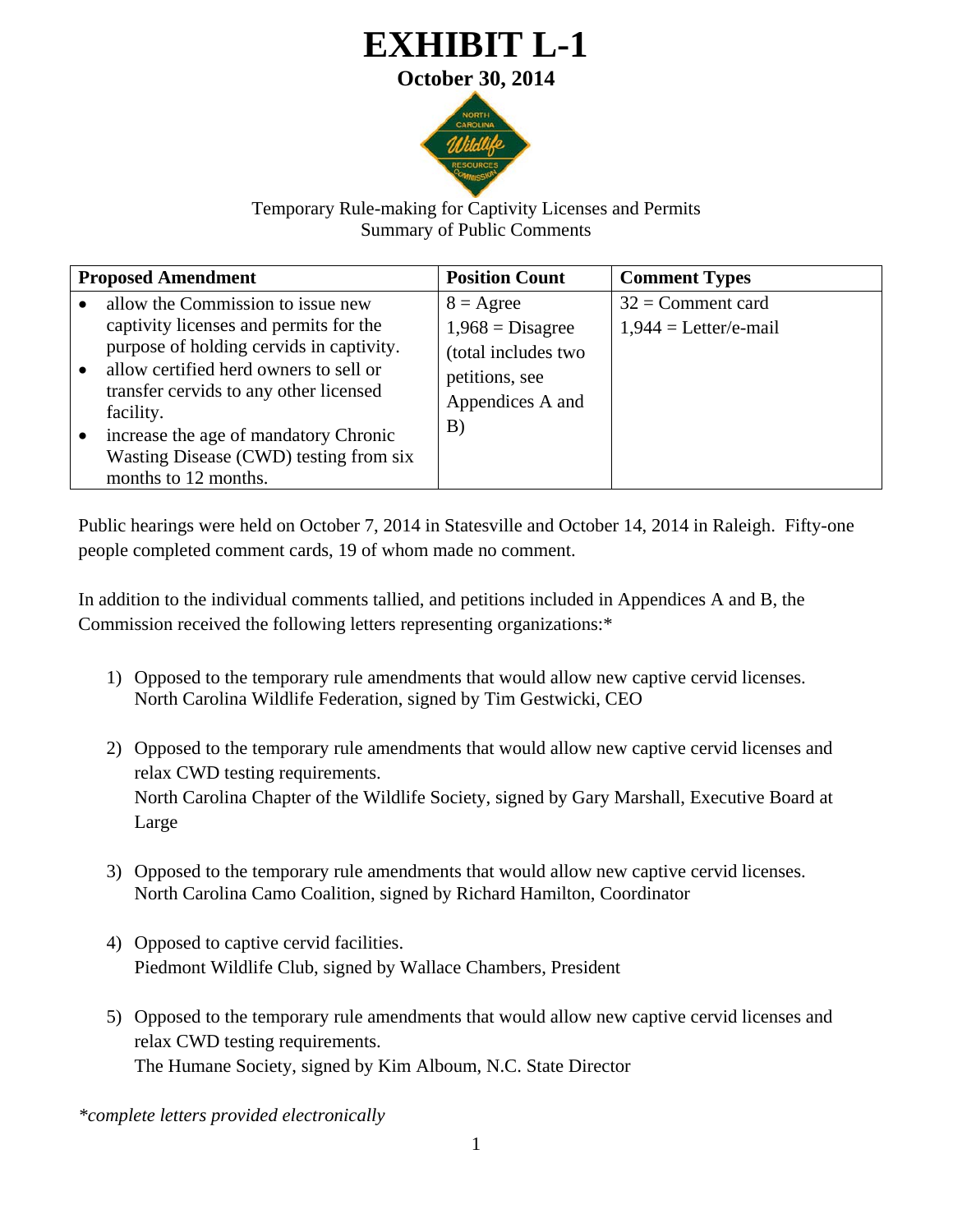# EXHIBIT L-1

**October 30, 2014**

Temporary Rule-making for Captivity Licenses and Permits
Summary of Public Comments

| Proposed Amendment | Position Count | Comment Types |
|---|---|---|
| • allow the Commission to issue new captivity licenses and permits for the purpose of holding cervids in captivity.<br>• allow certified herd owners to sell or transfer cervids to any other licensed facility.<br>• increase the age of mandatory Chronic Wasting Disease (CWD) testing from six months to 12 months. | 8 = Agree<br>1,968 = Disagree<br>(total includes two petitions, see Appendices A and B) | 32 = Comment card<br>1,944 = Letter/e-mail |

Public hearings were held on October 7, 2014 in Statesville and October 14, 2014 in Raleigh. Fifty-one people completed comment cards, 19 of whom made no comment.

In addition to the individual comments tallied, and petitions included in Appendices A and B, the Commission received the following letters representing organizations:*

1) Opposed to the temporary rule amendments that would allow new captive cervid licenses.
   North Carolina Wildlife Federation, signed by Tim Gestwicki, CEO

2) Opposed to the temporary rule amendments that would allow new captive cervid licenses and relax CWD testing requirements.
   North Carolina Chapter of the Wildlife Society, signed by Gary Marshall, Executive Board at Large

3) Opposed to the temporary rule amendments that would allow new captive cervid licenses.
   North Carolina Camo Coalition, signed by Richard Hamilton, Coordinator

4) Opposed to captive cervid facilities.
   Piedmont Wildlife Club, signed by Wallace Chambers, President

5) Opposed to the temporary rule amendments that would allow new captive cervid licenses and relax CWD testing requirements.
   The Humane Society, signed by Kim Alboum, N.C. State Director

*\*complete letters provided electronically*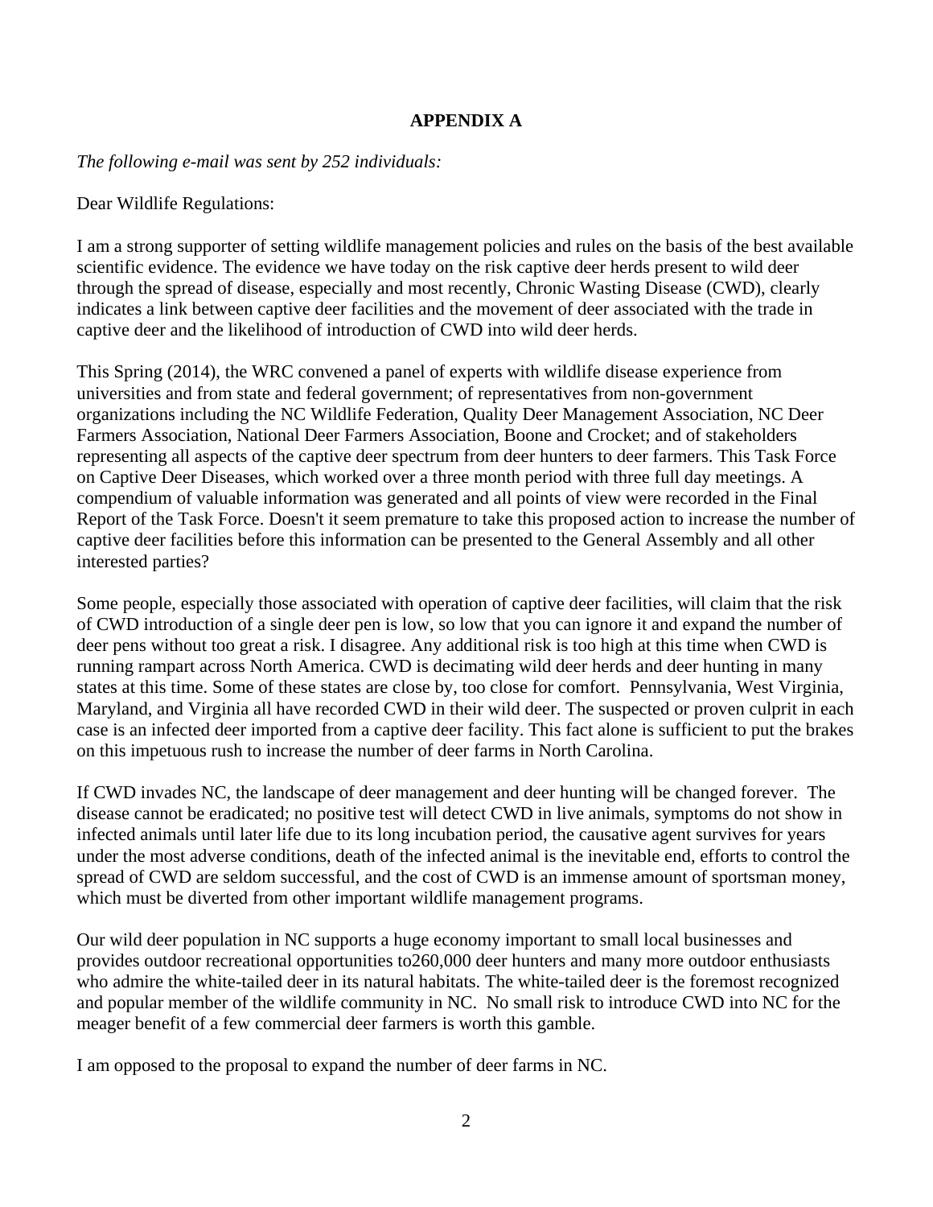**APPENDIX A**

*The following e-mail was sent by 252 individuals:*

Dear Wildlife Regulations:

I am a strong supporter of setting wildlife management policies and rules on the basis of the best available scientific evidence. The evidence we have today on the risk captive deer herds present to wild deer through the spread of disease, especially and most recently, Chronic Wasting Disease (CWD), clearly indicates a link between captive deer facilities and the movement of deer associated with the trade in captive deer and the likelihood of introduction of CWD into wild deer herds.

This Spring (2014), the WRC convened a panel of experts with wildlife disease experience from universities and from state and federal government; of representatives from non-government organizations including the NC Wildlife Federation, Quality Deer Management Association, NC Deer Farmers Association, National Deer Farmers Association, Boone and Crocket; and of stakeholders representing all aspects of the captive deer spectrum from deer hunters to deer farmers. This Task Force on Captive Deer Diseases, which worked over a three month period with three full day meetings. A compendium of valuable information was generated and all points of view were recorded in the Final Report of the Task Force. Doesn't it seem premature to take this proposed action to increase the number of captive deer facilities before this information can be presented to the General Assembly and all other interested parties?

Some people, especially those associated with operation of captive deer facilities, will claim that the risk of CWD introduction of a single deer pen is low, so low that you can ignore it and expand the number of deer pens without too great a risk. I disagree. Any additional risk is too high at this time when CWD is running rampart across North America. CWD is decimating wild deer herds and deer hunting in many states at this time. Some of these states are close by, too close for comfort. Pennsylvania, West Virginia, Maryland, and Virginia all have recorded CWD in their wild deer. The suspected or proven culprit in each case is an infected deer imported from a captive deer facility. This fact alone is sufficient to put the brakes on this impetuous rush to increase the number of deer farms in North Carolina.

If CWD invades NC, the landscape of deer management and deer hunting will be changed forever. The disease cannot be eradicated; no positive test will detect CWD in live animals, symptoms do not show in infected animals until later life due to its long incubation period, the causative agent survives for years under the most adverse conditions, death of the infected animal is the inevitable end, efforts to control the spread of CWD are seldom successful, and the cost of CWD is an immense amount of sportsman money, which must be diverted from other important wildlife management programs.

Our wild deer population in NC supports a huge economy important to small local businesses and provides outdoor recreational opportunities to260,000 deer hunters and many more outdoor enthusiasts who admire the white-tailed deer in its natural habitats. The white-tailed deer is the foremost recognized and popular member of the wildlife community in NC. No small risk to introduce CWD into NC for the meager benefit of a few commercial deer farmers is worth this gamble.

I am opposed to the proposal to expand the number of deer farms in NC.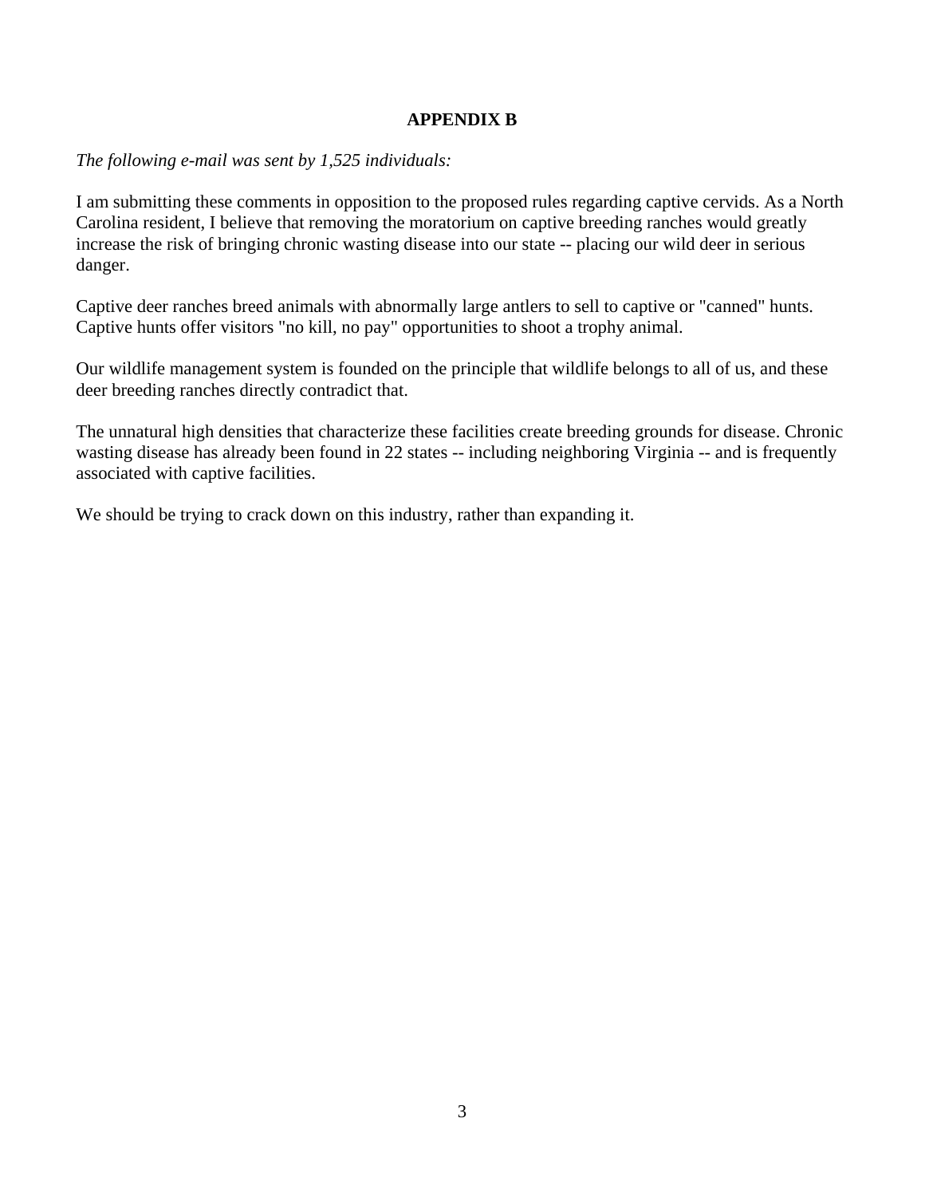# APPENDIX B

*The following e-mail was sent by 1,525 individuals:*

I am submitting these comments in opposition to the proposed rules regarding captive cervids. As a North Carolina resident, I believe that removing the moratorium on captive breeding ranches would greatly increase the risk of bringing chronic wasting disease into our state -- placing our wild deer in serious danger.

Captive deer ranches breed animals with abnormally large antlers to sell to captive or "canned" hunts. Captive hunts offer visitors "no kill, no pay" opportunities to shoot a trophy animal.

Our wildlife management system is founded on the principle that wildlife belongs to all of us, and these deer breeding ranches directly contradict that.

The unnatural high densities that characterize these facilities create breeding grounds for disease. Chronic wasting disease has already been found in 22 states -- including neighboring Virginia -- and is frequently associated with captive facilities.

We should be trying to crack down on this industry, rather than expanding it.